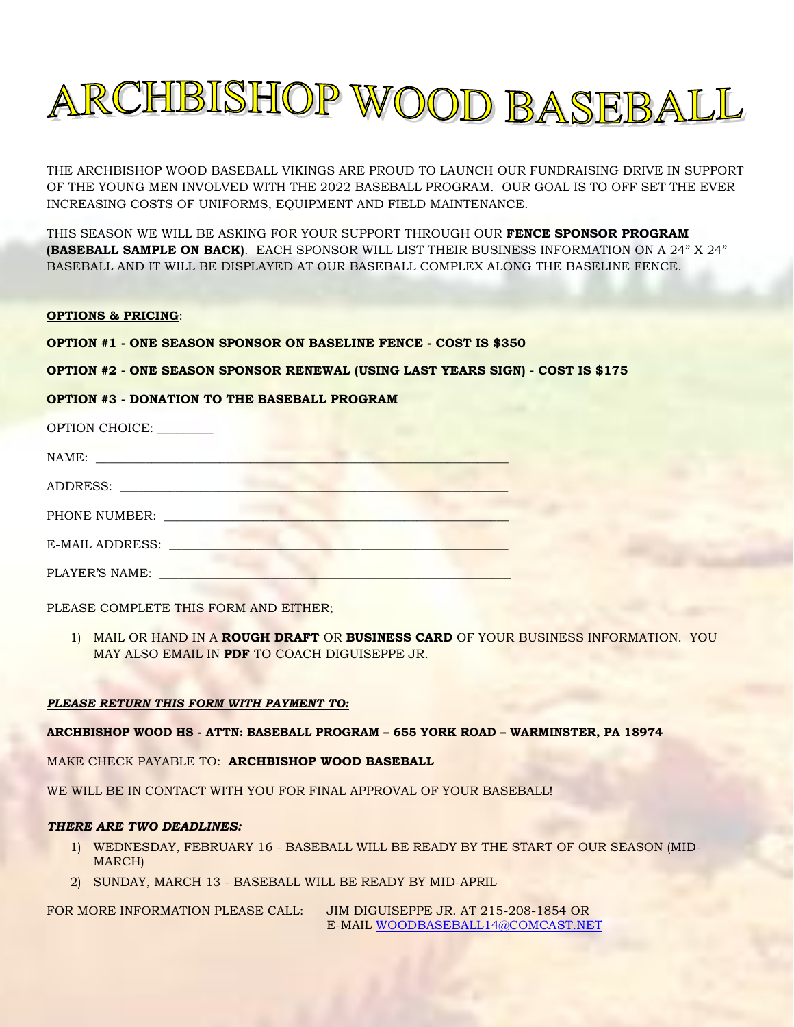# ARCHBISHOP WOOD BASEBALL

THE ARCHBISHOP WOOD BASEBALL VIKINGS ARE PROUD TO LAUNCH OUR FUNDRAISING DRIVE IN SUPPORT OF THE YOUNG MEN INVOLVED WITH THE 2022 BASEBALL PROGRAM. OUR GOAL IS TO OFF SET THE EVER INCREASING COSTS OF UNIFORMS, EQUIPMENT AND FIELD MAINTENANCE.

THIS SEASON WE WILL BE ASKING FOR YOUR SUPPORT THROUGH OUR **FENCE SPONSOR PROGRAM (BASEBALL SAMPLE ON BACK)**. EACH SPONSOR WILL LIST THEIR BUSINESS INFORMATION ON A 24" X 24" BASEBALL AND IT WILL BE DISPLAYED AT OUR BASEBALL COMPLEX ALONG THE BASELINE FENCE.

**<u>OPTIONS & PRICING</u>**:

**OPTION #1 - ONE SEASON SPONSOR ON BASELINE FENCE - COST IS $350**

**OPTION #2 - ONE SEASON SPONSOR RENEWAL (USING LAST YEARS SIGN) - COST IS $175**

**OPTION #3 - DONATION TO THE BASEBALL PROGRAM**

OPTION CHOICE: ________

NAME: ______________________________________________________________

ADDRESS: ___________________________________________________________

PHONE NUMBER: ______________________________________________________

E-MAIL ADDRESS: _____________________________________________________

PLAYER'S NAME: ______________________________________________________

PLEASE COMPLETE THIS FORM AND EITHER;

1) MAIL OR HAND IN A **ROUGH DRAFT** OR **BUSINESS CARD** OF YOUR BUSINESS INFORMATION. YOU MAY ALSO EMAIL IN **PDF** TO COACH DIGUISEPPE JR.

***<u>PLEASE RETURN THIS FORM WITH PAYMENT TO:</u>***

**ARCHBISHOP WOOD HS - ATTN: BASEBALL PROGRAM – 655 YORK ROAD – WARMINSTER, PA 18974**

MAKE CHECK PAYABLE TO: **ARCHBISHOP WOOD BASEBALL**

WE WILL BE IN CONTACT WITH YOU FOR FINAL APPROVAL OF YOUR BASEBALL!

***<u>THERE ARE TWO DEADLINES:</u>***

1) WEDNESDAY, FEBRUARY 16 - BASEBALL WILL BE READY BY THE START OF OUR SEASON (MID-MARCH)
2) SUNDAY, MARCH 13 - BASEBALL WILL BE READY BY MID-APRIL

FOR MORE INFORMATION PLEASE CALL: JIM DIGUISEPPE JR. AT 215-208-1854 OR E-MAIL WOODBASEBALL14@COMCAST.NET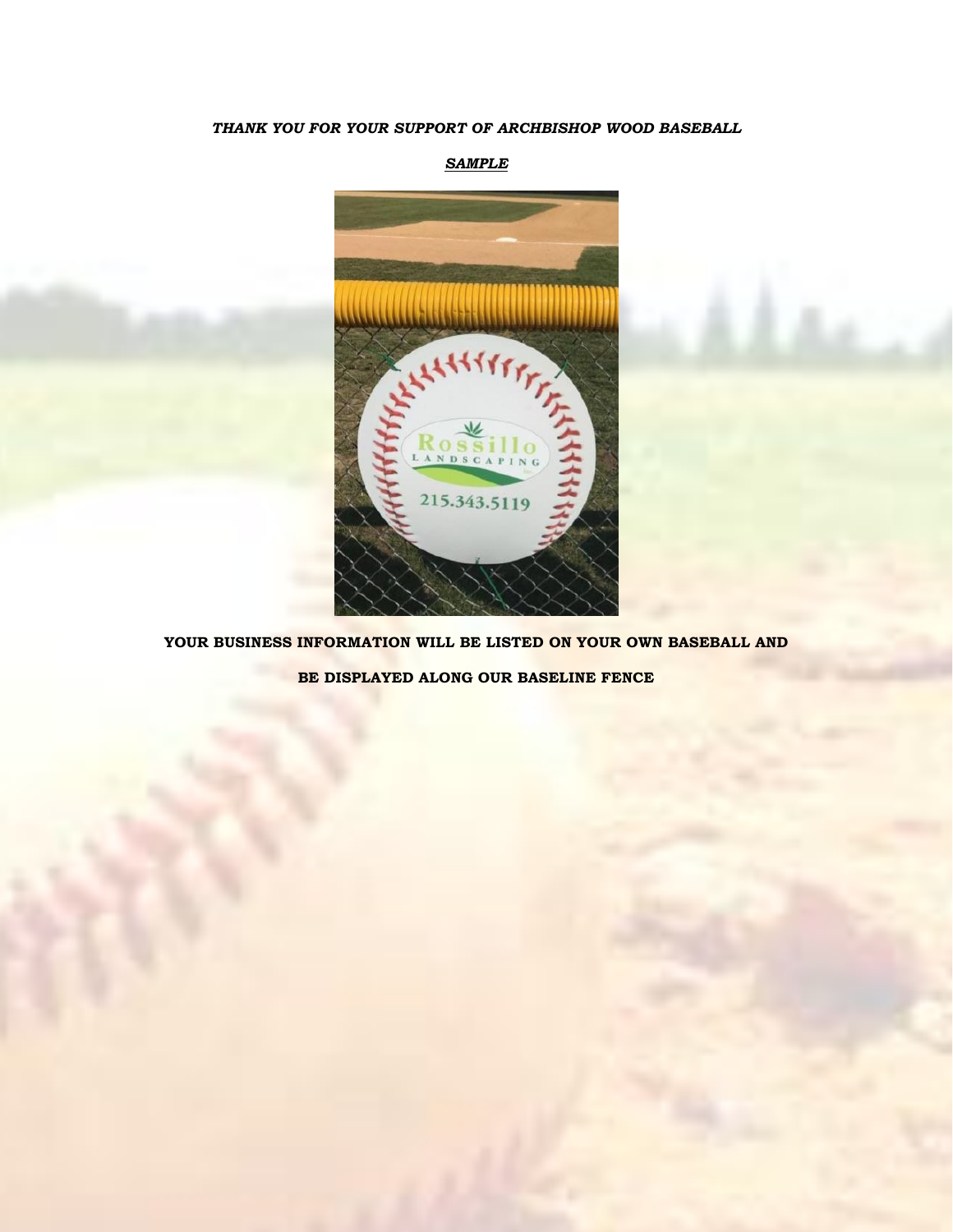***THANK YOU FOR YOUR SUPPORT OF ARCHBISHOP WOOD BASEBALL***

***<u>SAMPLE</u>***

**YOUR BUSINESS INFORMATION WILL BE LISTED ON YOUR OWN BASEBALL AND**

**BE DISPLAYED ALONG OUR BASELINE FENCE**